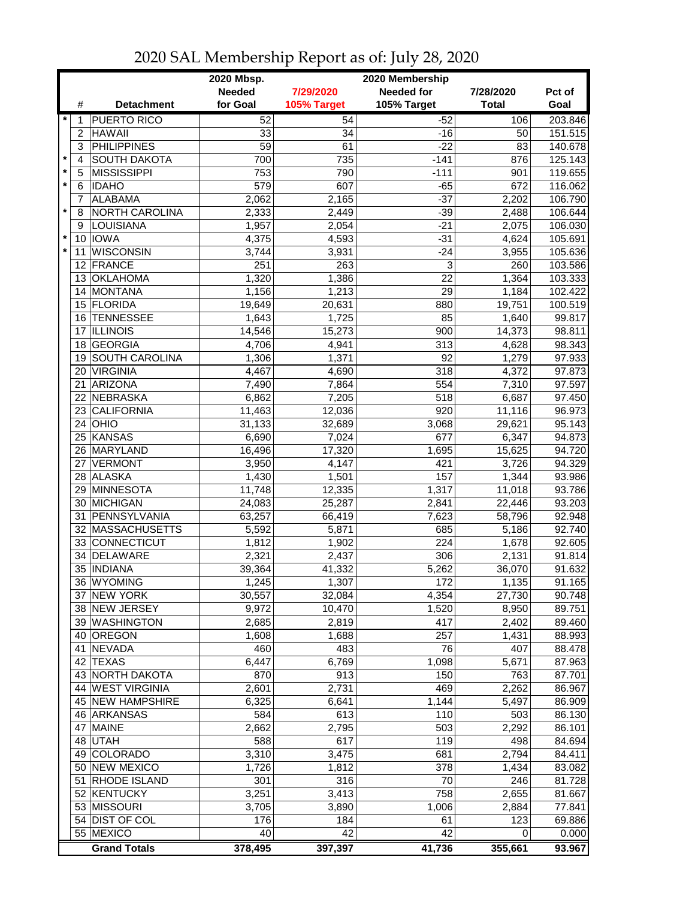# 2020 SAL Membership Report as of: July 28, 2020

| | # | Detachment | 2020 Mbsp. Needed for Goal | 7/29/2020 105% Target | 2020 Membership Needed for 105% Target | 7/28/2020 Total | Pct of Goal |
|---|---|---|---|---|---|---|---|
| * | 1 | PUERTO RICO | 52 | 54 | -52 | 106 | 203.846 |
| | 2 | HAWAII | 33 | 34 | -16 | 50 | 151.515 |
| | 3 | PHILIPPINES | 59 | 61 | -22 | 83 | 140.678 |
| * | 4 | SOUTH DAKOTA | 700 | 735 | -141 | 876 | 125.143 |
| * | 5 | MISSISSIPPI | 753 | 790 | -111 | 901 | 119.655 |
| * | 6 | IDAHO | 579 | 607 | -65 | 672 | 116.062 |
| | 7 | ALABAMA | 2,062 | 2,165 | -37 | 2,202 | 106.790 |
| * | 8 | NORTH CAROLINA | 2,333 | 2,449 | -39 | 2,488 | 106.644 |
| | 9 | LOUISIANA | 1,957 | 2,054 | -21 | 2,075 | 106.030 |
| * | 10 | IOWA | 4,375 | 4,593 | -31 | 4,624 | 105.691 |
| * | 11 | WISCONSIN | 3,744 | 3,931 | -24 | 3,955 | 105.636 |
| | 12 | FRANCE | 251 | 263 | 3 | 260 | 103.586 |
| | 13 | OKLAHOMA | 1,320 | 1,386 | 22 | 1,364 | 103.333 |
| | 14 | MONTANA | 1,156 | 1,213 | 29 | 1,184 | 102.422 |
| | 15 | FLORIDA | 19,649 | 20,631 | 880 | 19,751 | 100.519 |
| | 16 | TENNESSEE | 1,643 | 1,725 | 85 | 1,640 | 99.817 |
| | 17 | ILLINOIS | 14,546 | 15,273 | 900 | 14,373 | 98.811 |
| | 18 | GEORGIA | 4,706 | 4,941 | 313 | 4,628 | 98.343 |
| | 19 | SOUTH CAROLINA | 1,306 | 1,371 | 92 | 1,279 | 97.933 |
| | 20 | VIRGINIA | 4,467 | 4,690 | 318 | 4,372 | 97.873 |
| | 21 | ARIZONA | 7,490 | 7,864 | 554 | 7,310 | 97.597 |
| | 22 | NEBRASKA | 6,862 | 7,205 | 518 | 6,687 | 97.450 |
| | 23 | CALIFORNIA | 11,463 | 12,036 | 920 | 11,116 | 96.973 |
| | 24 | OHIO | 31,133 | 32,689 | 3,068 | 29,621 | 95.143 |
| | 25 | KANSAS | 6,690 | 7,024 | 677 | 6,347 | 94.873 |
| | 26 | MARYLAND | 16,496 | 17,320 | 1,695 | 15,625 | 94.720 |
| | 27 | VERMONT | 3,950 | 4,147 | 421 | 3,726 | 94.329 |
| | 28 | ALASKA | 1,430 | 1,501 | 157 | 1,344 | 93.986 |
| | 29 | MINNESOTA | 11,748 | 12,335 | 1,317 | 11,018 | 93.786 |
| | 30 | MICHIGAN | 24,083 | 25,287 | 2,841 | 22,446 | 93.203 |
| | 31 | PENNSYLVANIA | 63,257 | 66,419 | 7,623 | 58,796 | 92.948 |
| | 32 | MASSACHUSETTS | 5,592 | 5,871 | 685 | 5,186 | 92.740 |
| | 33 | CONNECTICUT | 1,812 | 1,902 | 224 | 1,678 | 92.605 |
| | 34 | DELAWARE | 2,321 | 2,437 | 306 | 2,131 | 91.814 |
| | 35 | INDIANA | 39,364 | 41,332 | 5,262 | 36,070 | 91.632 |
| | 36 | WYOMING | 1,245 | 1,307 | 172 | 1,135 | 91.165 |
| | 37 | NEW YORK | 30,557 | 32,084 | 4,354 | 27,730 | 90.748 |
| | 38 | NEW JERSEY | 9,972 | 10,470 | 1,520 | 8,950 | 89.751 |
| | 39 | WASHINGTON | 2,685 | 2,819 | 417 | 2,402 | 89.460 |
| | 40 | OREGON | 1,608 | 1,688 | 257 | 1,431 | 88.993 |
| | 41 | NEVADA | 460 | 483 | 76 | 407 | 88.478 |
| | 42 | TEXAS | 6,447 | 6,769 | 1,098 | 5,671 | 87.963 |
| | 43 | NORTH DAKOTA | 870 | 913 | 150 | 763 | 87.701 |
| | 44 | WEST VIRGINIA | 2,601 | 2,731 | 469 | 2,262 | 86.967 |
| | 45 | NEW HAMPSHIRE | 6,325 | 6,641 | 1,144 | 5,497 | 86.909 |
| | 46 | ARKANSAS | 584 | 613 | 110 | 503 | 86.130 |
| | 47 | MAINE | 2,662 | 2,795 | 503 | 2,292 | 86.101 |
| | 48 | UTAH | 588 | 617 | 119 | 498 | 84.694 |
| | 49 | COLORADO | 3,310 | 3,475 | 681 | 2,794 | 84.411 |
| | 50 | NEW MEXICO | 1,726 | 1,812 | 378 | 1,434 | 83.082 |
| | 51 | RHODE ISLAND | 301 | 316 | 70 | 246 | 81.728 |
| | 52 | KENTUCKY | 3,251 | 3,413 | 758 | 2,655 | 81.667 |
| | 53 | MISSOURI | 3,705 | 3,890 | 1,006 | 2,884 | 77.841 |
| | 54 | DIST OF COL | 176 | 184 | 61 | 123 | 69.886 |
| | 55 | MEXICO | 40 | 42 | 42 | 0 | 0.000 |
| | | **Grand Totals** | **378,495** | **397,397** | **41,736** | **355,661** | **93.967** |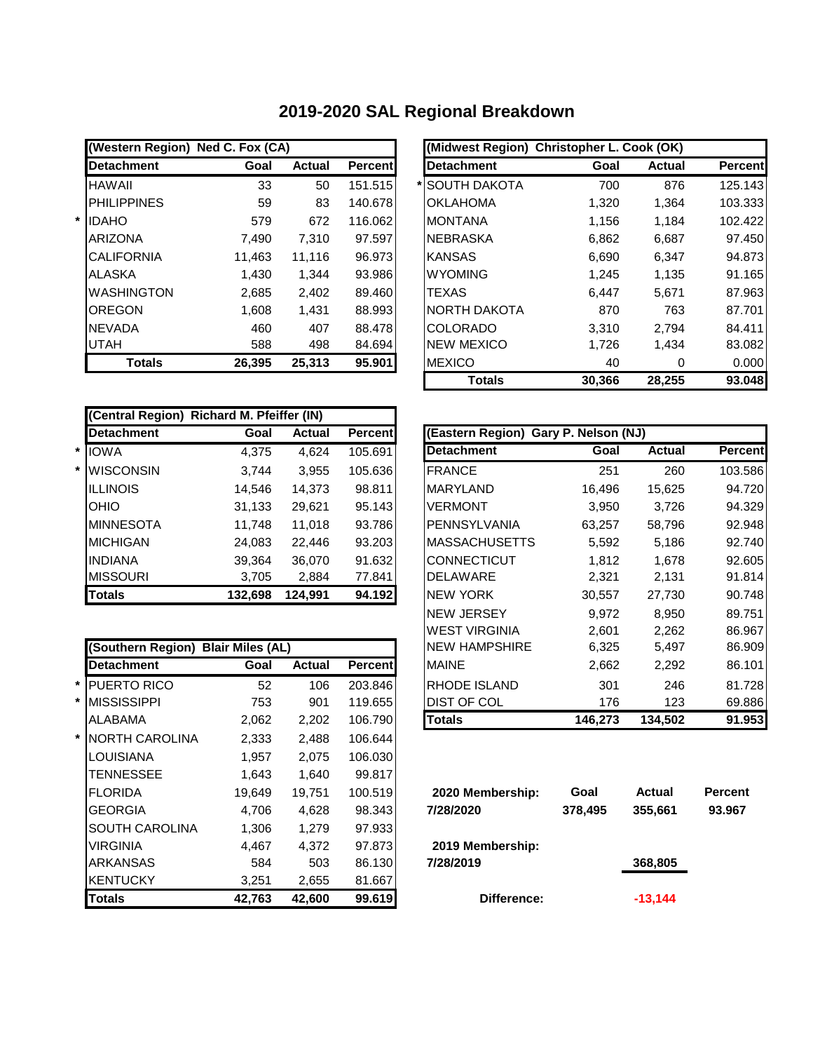# 2019-2020 SAL Regional Breakdown

| (Western Region) Ned C. Fox (CA) | | | | |
|---|---|---|---|---|
| | Detachment | Goal | Actual | Percent |
| | HAWAII | 33 | 50 | 151.515 |
| | PHILIPPINES | 59 | 83 | 140.678 |
| * | IDAHO | 579 | 672 | 116.062 |
| | ARIZONA | 7,490 | 7,310 | 97.597 |
| | CALIFORNIA | 11,463 | 11,116 | 96.973 |
| | ALASKA | 1,430 | 1,344 | 93.986 |
| | WASHINGTON | 2,685 | 2,402 | 89.460 |
| | OREGON | 1,608 | 1,431 | 88.993 |
| | NEVADA | 460 | 407 | 88.478 |
| | UTAH | 588 | 498 | 84.694 |
| | **Totals** | **26,395** | **25,313** | **95.901** |

| (Midwest Region) Christopher L. Cook (OK) | | | | |
|---|---|---|---|---|
| | Detachment | Goal | Actual | Percent |
| * | SOUTH DAKOTA | 700 | 876 | 125.143 |
| | OKLAHOMA | 1,320 | 1,364 | 103.333 |
| | MONTANA | 1,156 | 1,184 | 102.422 |
| | NEBRASKA | 6,862 | 6,687 | 97.450 |
| | KANSAS | 6,690 | 6,347 | 94.873 |
| | WYOMING | 1,245 | 1,135 | 91.165 |
| | TEXAS | 6,447 | 5,671 | 87.963 |
| | NORTH DAKOTA | 870 | 763 | 87.701 |
| | COLORADO | 3,310 | 2,794 | 84.411 |
| | NEW MEXICO | 1,726 | 1,434 | 83.082 |
| | MEXICO | 40 | 0 | 0.000 |
| | **Totals** | **30,366** | **28,255** | **93.048** |

| (Central Region) Richard M. Pfeiffer (IN) | | | | |
|---|---|---|---|---|
| | Detachment | Goal | Actual | Percent |
| * | IOWA | 4,375 | 4,624 | 105.691 |
| * | WISCONSIN | 3,744 | 3,955 | 105.636 |
| | ILLINOIS | 14,546 | 14,373 | 98.811 |
| | OHIO | 31,133 | 29,621 | 95.143 |
| | MINNESOTA | 11,748 | 11,018 | 93.786 |
| | MICHIGAN | 24,083 | 22,446 | 93.203 |
| | INDIANA | 39,364 | 36,070 | 91.632 |
| | MISSOURI | 3,705 | 2,884 | 77.841 |
| | **Totals** | **132,698** | **124,991** | **94.192** |

| (Eastern Region) Gary P. Nelson (NJ) | | | |
|---|---|---|---|
| Detachment | Goal | Actual | Percent |
| FRANCE | 251 | 260 | 103.586 |
| MARYLAND | 16,496 | 15,625 | 94.720 |
| VERMONT | 3,950 | 3,726 | 94.329 |
| PENNSYLVANIA | 63,257 | 58,796 | 92.948 |
| MASSACHUSETTS | 5,592 | 5,186 | 92.740 |
| CONNECTICUT | 1,812 | 1,678 | 92.605 |
| DELAWARE | 2,321 | 2,131 | 91.814 |
| NEW YORK | 30,557 | 27,730 | 90.748 |
| NEW JERSEY | 9,972 | 8,950 | 89.751 |
| WEST VIRGINIA | 2,601 | 2,262 | 86.967 |
| NEW HAMPSHIRE | 6,325 | 5,497 | 86.909 |
| MAINE | 2,662 | 2,292 | 86.101 |
| RHODE ISLAND | 301 | 246 | 81.728 |
| DIST OF COL | 176 | 123 | 69.886 |
| **Totals** | **146,273** | **134,502** | **91.953** |

| (Southern Region) Blair Miles (AL) | | | | |
|---|---|---|---|---|
| | Detachment | Goal | Actual | Percent |
| * | PUERTO RICO | 52 | 106 | 203.846 |
| * | MISSISSIPPI | 753 | 901 | 119.655 |
| | ALABAMA | 2,062 | 2,202 | 106.790 |
| * | NORTH CAROLINA | 2,333 | 2,488 | 106.644 |
| | LOUISIANA | 1,957 | 2,075 | 106.030 |
| | TENNESSEE | 1,643 | 1,640 | 99.817 |
| | FLORIDA | 19,649 | 19,751 | 100.519 |
| | GEORGIA | 4,706 | 4,628 | 98.343 |
| | SOUTH CAROLINA | 1,306 | 1,279 | 97.933 |
| | VIRGINIA | 4,467 | 4,372 | 97.873 |
| | ARKANSAS | 584 | 503 | 86.130 |
| | KENTUCKY | 3,251 | 2,655 | 81.667 |
| | **Totals** | **42,763** | **42,600** | **99.619** |

| | Goal | Actual | Percent |
|---|---|---|---|
| **2020 Membership:** 7/28/2020 | 378,495 | 355,661 | 93.967 |
| **2019 Membership:** 7/28/2019 | | 368,805 | |
| **Difference:** | | -13,144 | |